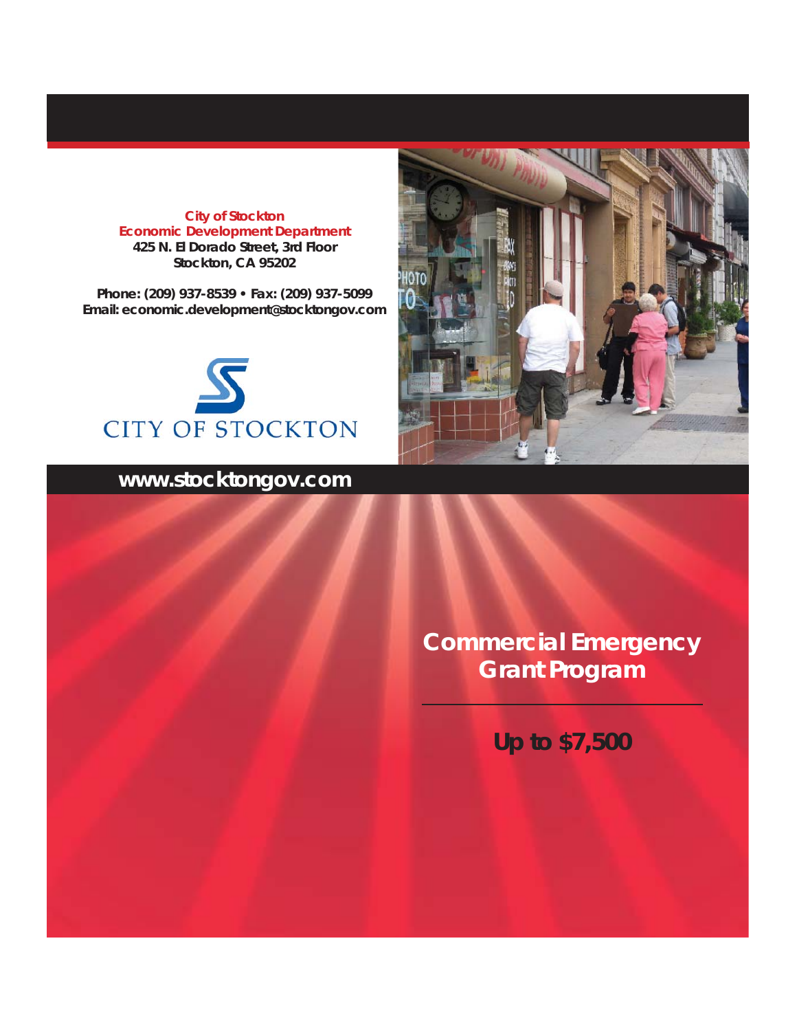**City of Stockton**
**Economic Development Department**
**425 N. El Dorado Street, 3rd Floor**
**Stockton, CA 95202**

**Phone: (209) 937-8539 • Fax: (209) 937-5099**
**Email: economic.development@stocktongov.com**

CITY OF STOCKTON

**www.stocktongov.com**

# Commercial Emergency Grant Program

## Up to $7,500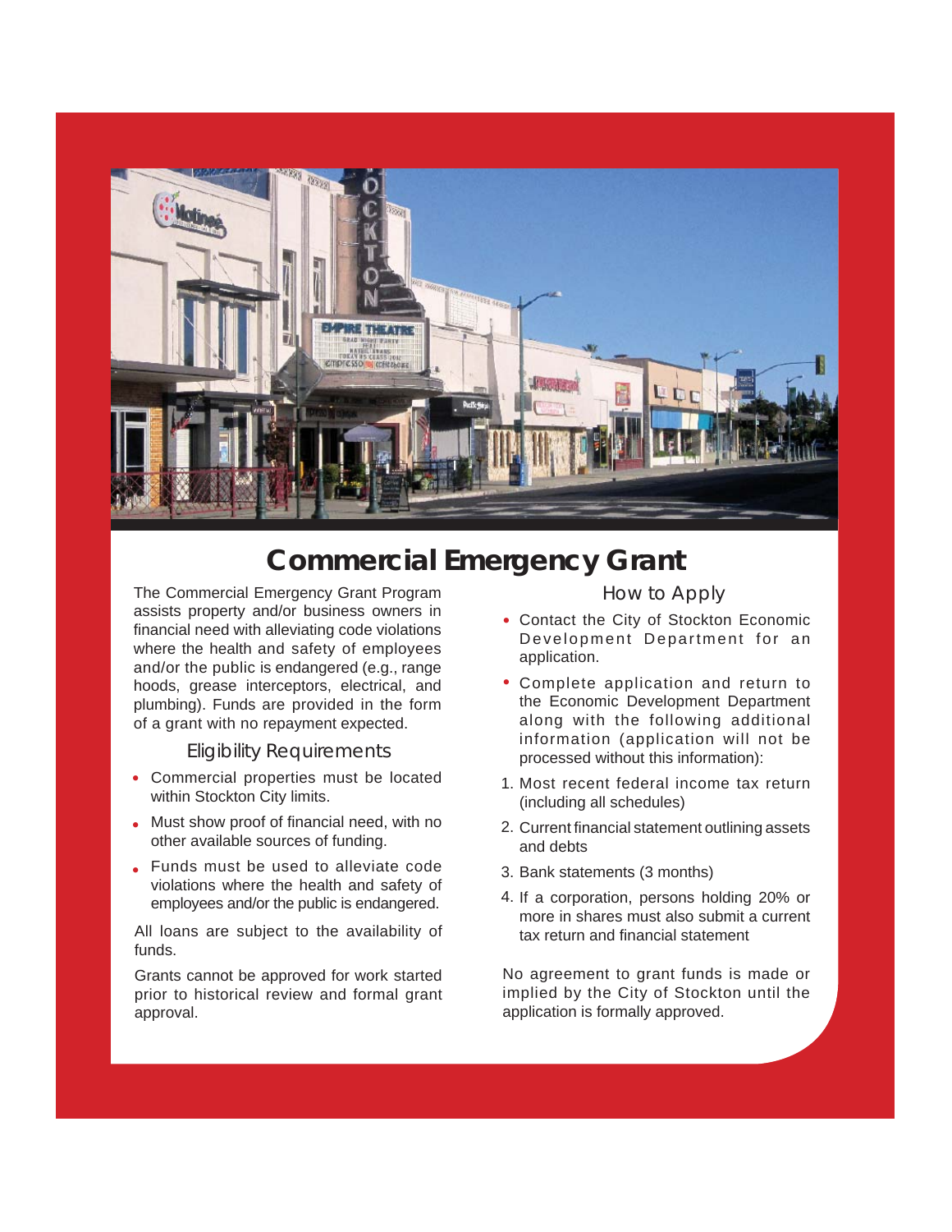# Commercial Emergency Grant

The Commercial Emergency Grant Program assists property and/or business owners in financial need with alleviating code violations where the health and safety of employees and/or the public is endangered (e.g., range hoods, grease interceptors, electrical, and plumbing). Funds are provided in the form of a grant with no repayment expected.

## Eligibility Requirements

- Commercial properties must be located within Stockton City limits.
- Must show proof of financial need, with no other available sources of funding.
- Funds must be used to alleviate code violations where the health and safety of employees and/or the public is endangered.

All loans are subject to the availability of funds.

Grants cannot be approved for work started prior to historical review and formal grant approval.

## How to Apply

- Contact the City of Stockton Economic Development Department for an application.
- Complete application and return to the Economic Development Department along with the following additional information (application will not be processed without this information):

1. Most recent federal income tax return (including all schedules)
2. Current financial statement outlining assets and debts
3. Bank statements (3 months)
4. If a corporation, persons holding 20% or more in shares must also submit a current tax return and financial statement

No agreement to grant funds is made or implied by the City of Stockton until the application is formally approved.